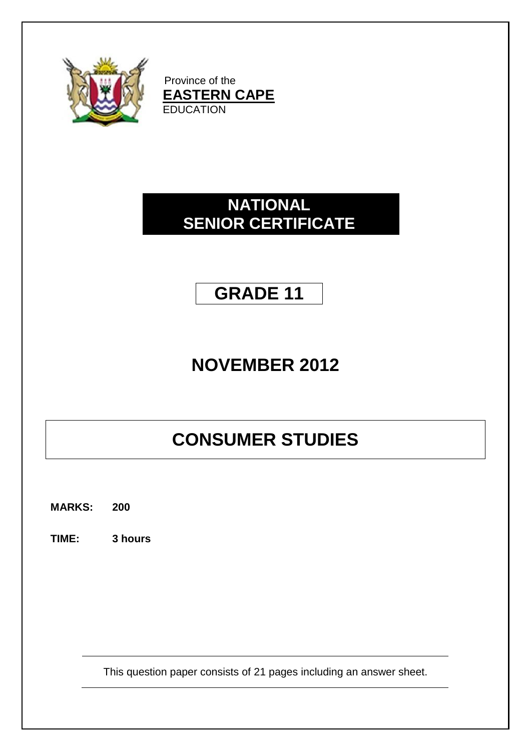Province of the
**EASTERN CAPE**
EDUCATION

# NATIONAL SENIOR CERTIFICATE

# GRADE 11

## NOVEMBER 2012

# CONSUMER STUDIES

**MARKS: 200**

**TIME: 3 hours**

This question paper consists of 21 pages including an answer sheet.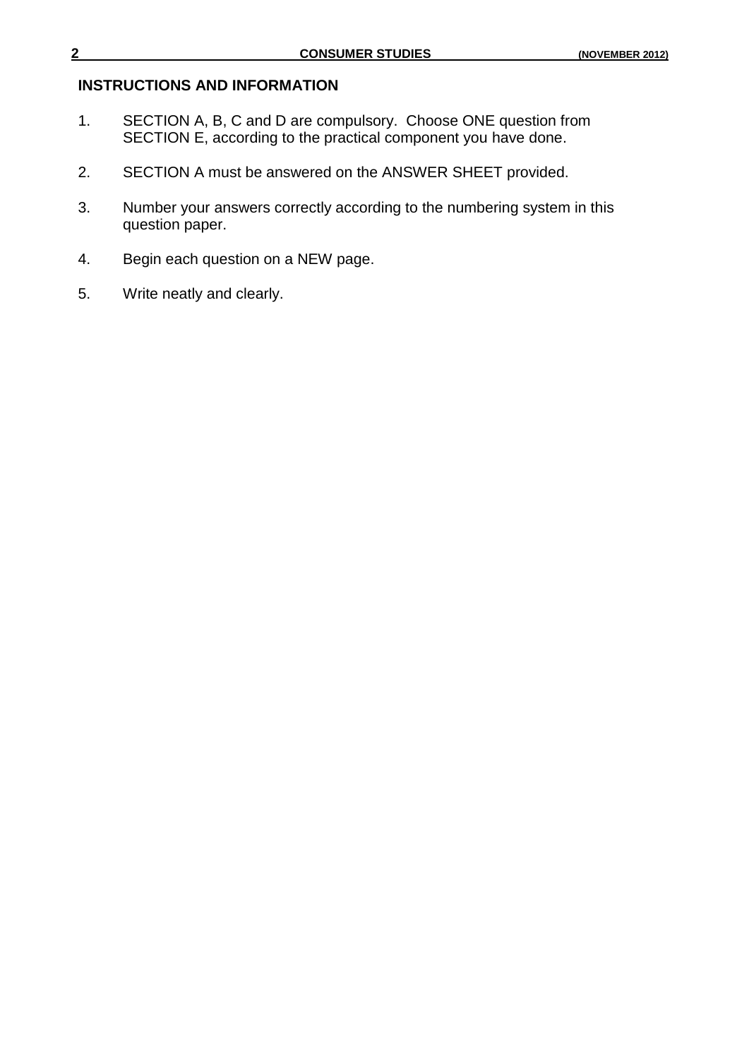**INSTRUCTIONS AND INFORMATION**

1. SECTION A, B, C and D are compulsory. Choose ONE question from SECTION E, according to the practical component you have done.

2. SECTION A must be answered on the ANSWER SHEET provided.

3. Number your answers correctly according to the numbering system in this question paper.

4. Begin each question on a NEW page.

5. Write neatly and clearly.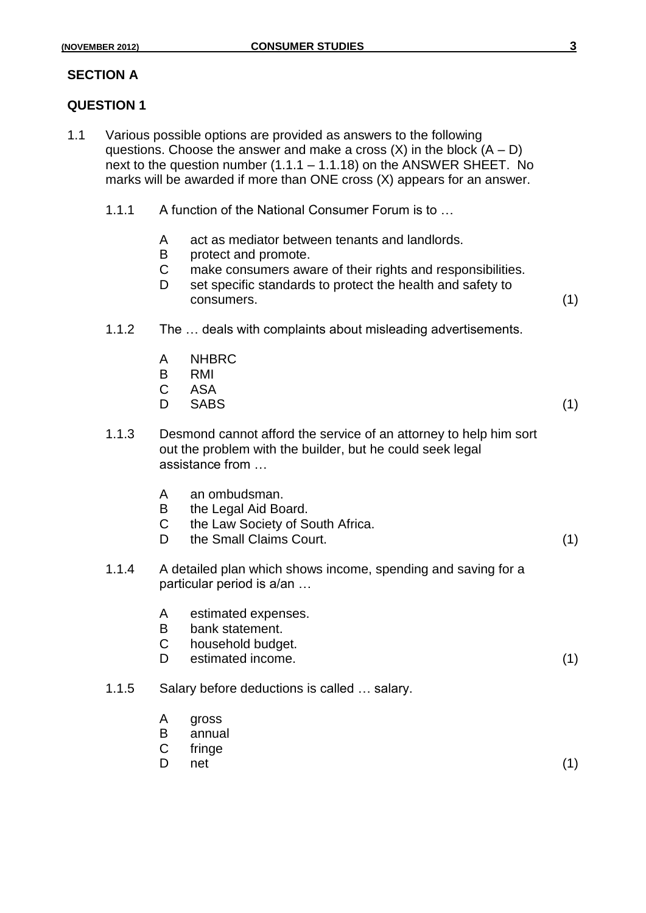## SECTION A

### QUESTION 1

1.1 Various possible options are provided as answers to the following questions. Choose the answer and make a cross (X) in the block (A – D) next to the question number (1.1.1 – 1.1.18) on the ANSWER SHEET. No marks will be awarded if more than ONE cross (X) appears for an answer.

1.1.1 A function of the National Consumer Forum is to …

- A act as mediator between tenants and landlords.
- B protect and promote.
- C make consumers aware of their rights and responsibilities.
- D set specific standards to protect the health and safety to consumers. (1)

1.1.2 The … deals with complaints about misleading advertisements.

- A NHBRC
- B RMI
- C ASA
- D SABS (1)

1.1.3 Desmond cannot afford the service of an attorney to help him sort out the problem with the builder, but he could seek legal assistance from …

- A an ombudsman.
- B the Legal Aid Board.
- C the Law Society of South Africa.
- D the Small Claims Court. (1)

1.1.4 A detailed plan which shows income, spending and saving for a particular period is a/an …

- A estimated expenses.
- B bank statement.
- C household budget.
- D estimated income. (1)

1.1.5 Salary before deductions is called … salary.

- A gross
- B annual
- C fringe
- D net (1)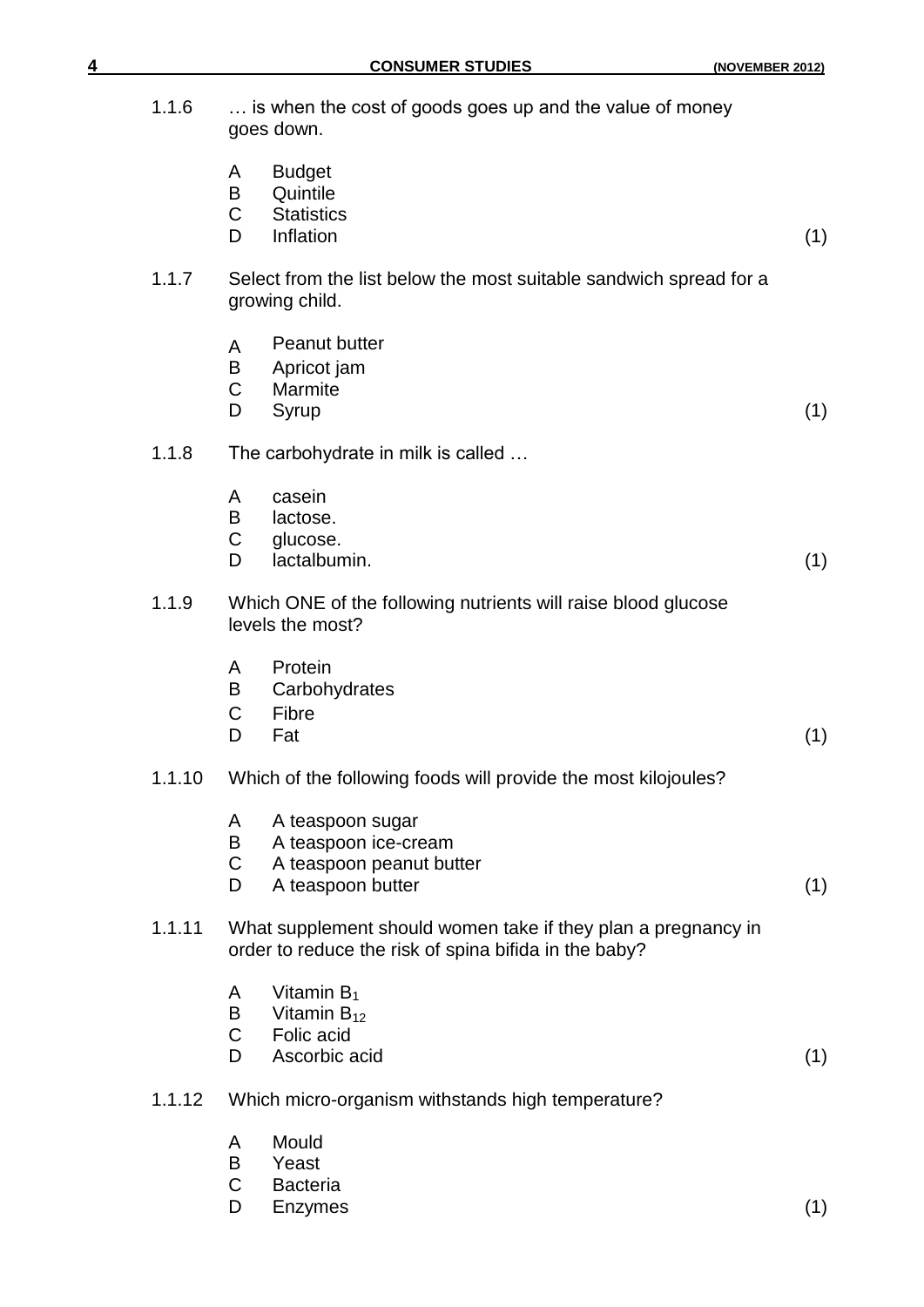1.1.6 … is when the cost of goods goes up and the value of money goes down.

A Budget
B Quintile
C Statistics
D Inflation (1)

1.1.7 Select from the list below the most suitable sandwich spread for a growing child.

A Peanut butter
B Apricot jam
C Marmite
D Syrup (1)

1.1.8 The carbohydrate in milk is called …

A casein
B lactose.
C glucose.
D lactalbumin. (1)

1.1.9 Which ONE of the following nutrients will raise blood glucose levels the most?

A Protein
B Carbohydrates
C Fibre
D Fat (1)

1.1.10 Which of the following foods will provide the most kilojoules?

A A teaspoon sugar
B A teaspoon ice-cream
C A teaspoon peanut butter
D A teaspoon butter (1)

1.1.11 What supplement should women take if they plan a pregnancy in order to reduce the risk of spina bifida in the baby?

A Vitamin $B_1$
B Vitamin $B_{12}$
C Folic acid
D Ascorbic acid (1)

1.1.12 Which micro-organism withstands high temperature?

A Mould
B Yeast
C Bacteria
D Enzymes (1)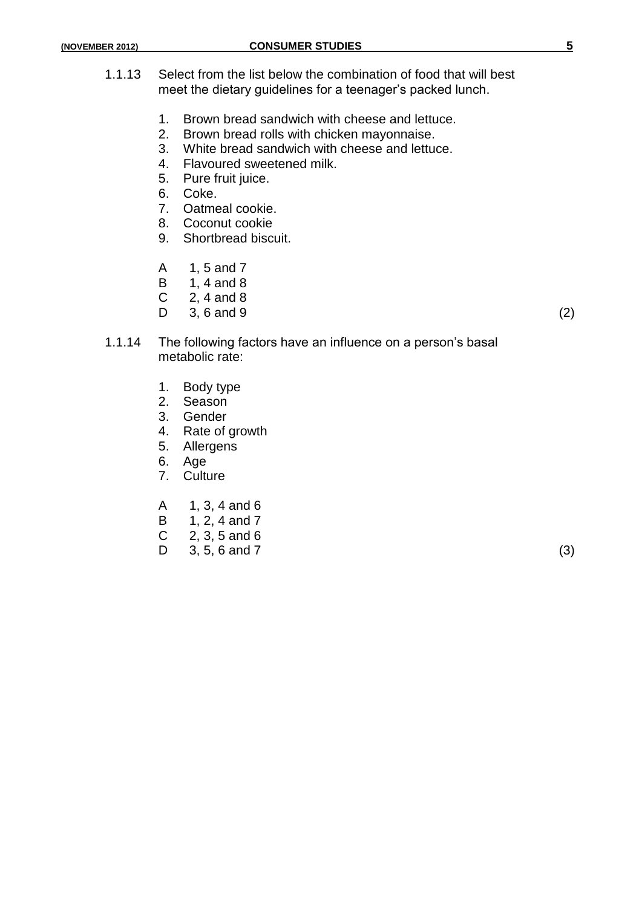1.1.13 Select from the list below the combination of food that will best meet the dietary guidelines for a teenager's packed lunch.

1. Brown bread sandwich with cheese and lettuce.
2. Brown bread rolls with chicken mayonnaise.
3. White bread sandwich with cheese and lettuce.
4. Flavoured sweetened milk.
5. Pure fruit juice.
6. Coke.
7. Oatmeal cookie.
8. Coconut cookie
9. Shortbread biscuit.

A 1, 5 and 7
B 1, 4 and 8
C 2, 4 and 8
D 3, 6 and 9 (2)

1.1.14 The following factors have an influence on a person's basal metabolic rate:

1. Body type
2. Season
3. Gender
4. Rate of growth
5. Allergens
6. Age
7. Culture

A 1, 3, 4 and 6
B 1, 2, 4 and 7
C 2, 3, 5 and 6
D 3, 5, 6 and 7 (3)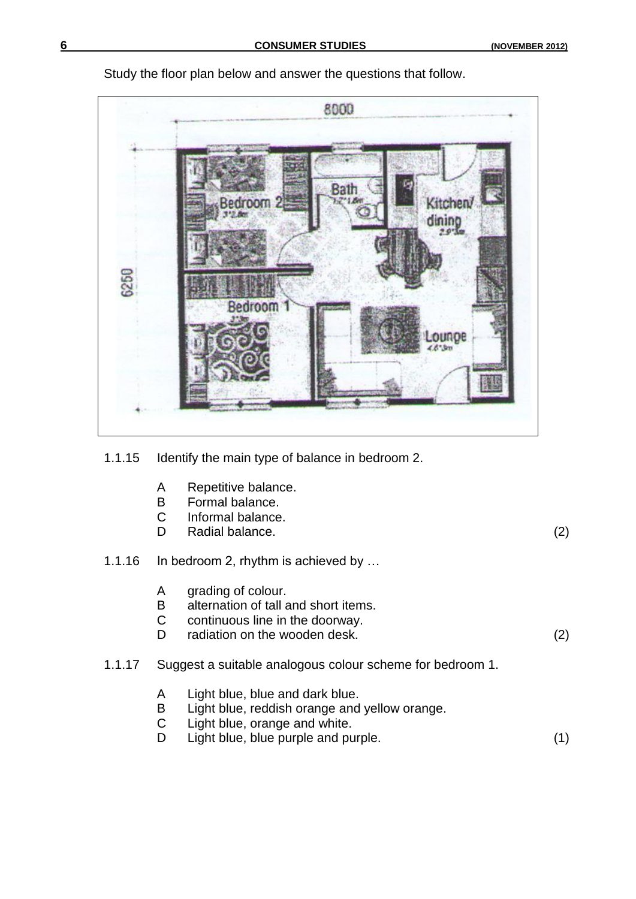Study the floor plan below and answer the questions that follow.

1.1.15 Identify the main type of balance in bedroom 2.

A Repetitive balance.
B Formal balance.
C Informal balance.
D Radial balance. (2)

1.1.16 In bedroom 2, rhythm is achieved by …

A grading of colour.
B alternation of tall and short items.
C continuous line in the doorway.
D radiation on the wooden desk. (2)

1.1.17 Suggest a suitable analogous colour scheme for bedroom 1.

A Light blue, blue and dark blue.
B Light blue, reddish orange and yellow orange.
C Light blue, orange and white.
D Light blue, blue purple and purple. (1)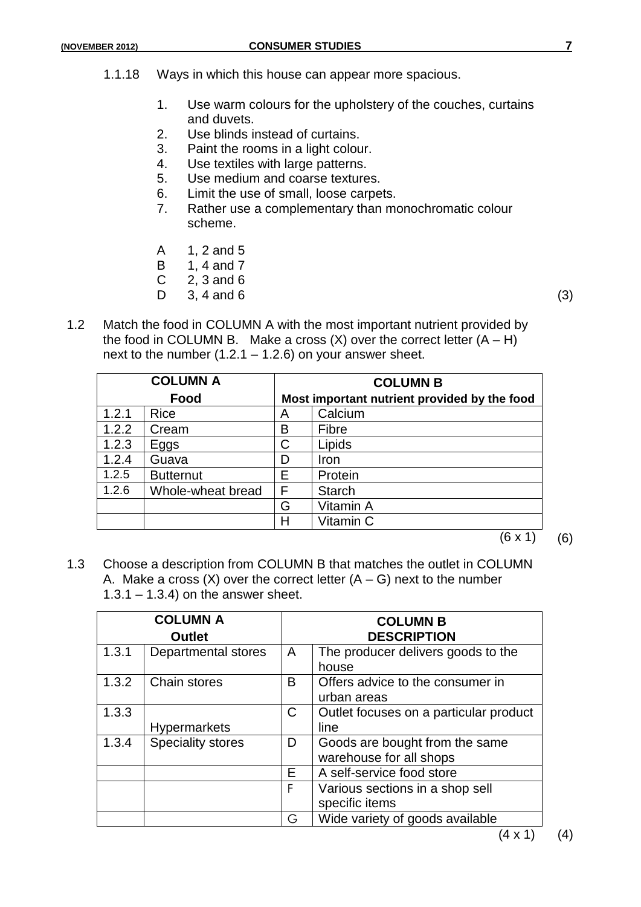1.1.18 Ways in which this house can appear more spacious.

1. Use warm colours for the upholstery of the couches, curtains and duvets.
2. Use blinds instead of curtains.
3. Paint the rooms in a light colour.
4. Use textiles with large patterns.
5. Use medium and coarse textures.
6. Limit the use of small, loose carpets.
7. Rather use a complementary than monochromatic colour scheme.

A 1, 2 and 5
B 1, 4 and 7
C 2, 3 and 6
D 3, 4 and 6 (3)

1.2 Match the food in COLUMN A with the most important nutrient provided by the food in COLUMN B. Make a cross (X) over the correct letter (A – H) next to the number (1.2.1 – 1.2.6) on your answer sheet.

| COLUMN A Food | | COLUMN B Most important nutrient provided by the food | |
|---|---|---|---|
| 1.2.1 | Rice | A | Calcium |
| 1.2.2 | Cream | B | Fibre |
| 1.2.3 | Eggs | C | Lipids |
| 1.2.4 | Guava | D | Iron |
| 1.2.5 | Butternut | E | Protein |
| 1.2.6 | Whole-wheat bread | F | Starch |
| | | G | Vitamin A |
| | | H | Vitamin C |

(6 x 1) (6)

1.3 Choose a description from COLUMN B that matches the outlet in COLUMN A. Make a cross (X) over the correct letter (A – G) next to the number 1.3.1 – 1.3.4) on the answer sheet.

| COLUMN A Outlet | | COLUMN B DESCRIPTION | |
|---|---|---|---|
| 1.3.1 | Departmental stores | A | The producer delivers goods to the house |
| 1.3.2 | Chain stores | B | Offers advice to the consumer in urban areas |
| 1.3.3 | Hypermarkets | C | Outlet focuses on a particular product line |
| 1.3.4 | Speciality stores | D | Goods are bought from the same warehouse for all shops |
| | | E | A self-service food store |
| | | F | Various sections in a shop sell specific items |
| | | G | Wide variety of goods available |

(4 x 1) (4)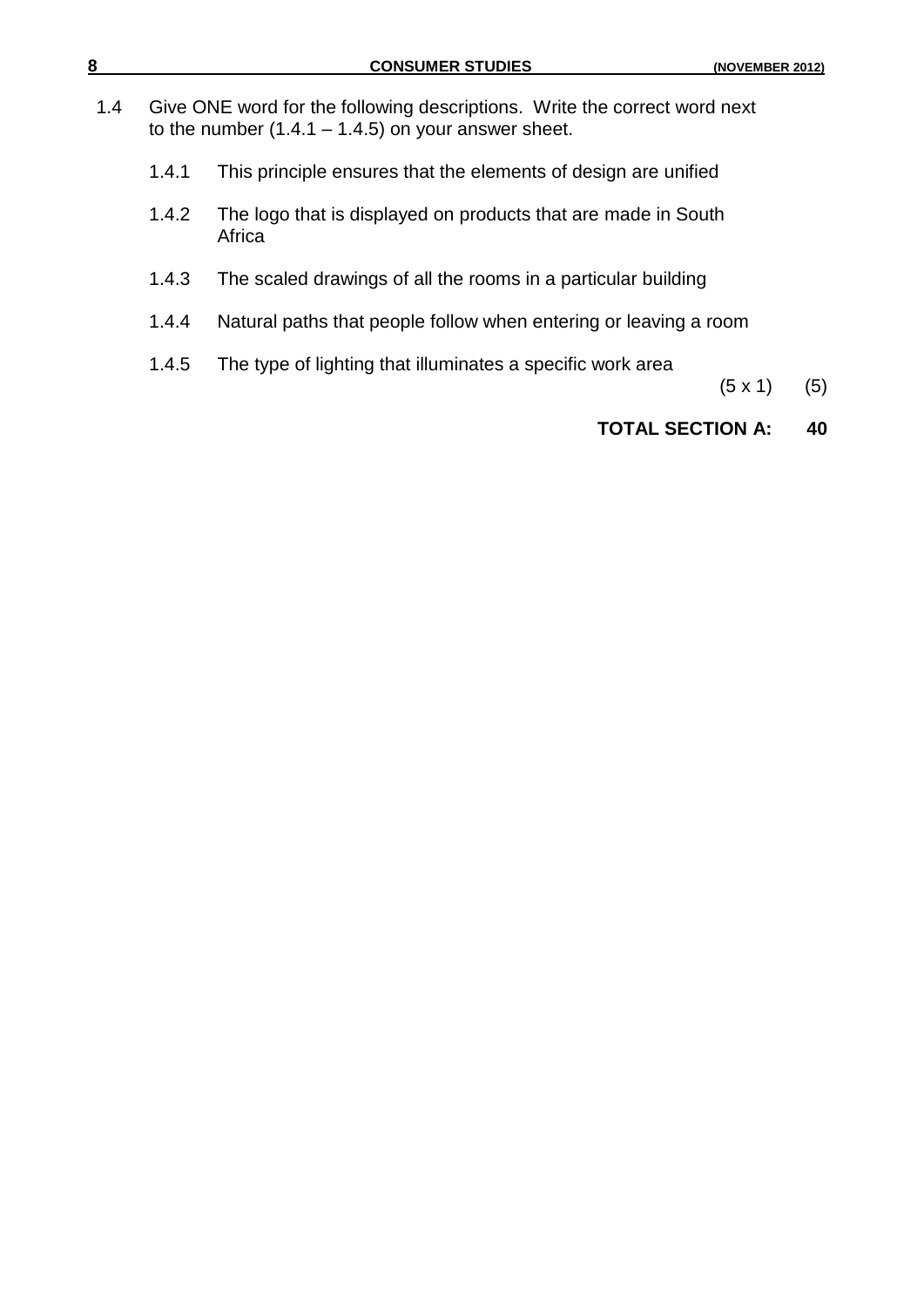1.4 Give ONE word for the following descriptions. Write the correct word next to the number (1.4.1 – 1.4.5) on your answer sheet.

1.4.1 This principle ensures that the elements of design are unified

1.4.2 The logo that is displayed on products that are made in South Africa

1.4.3 The scaled drawings of all the rooms in a particular building

1.4.4 Natural paths that people follow when entering or leaving a room

1.4.5 The type of lighting that illuminates a specific work area

(5 x 1) (5)

**TOTAL SECTION A: 40**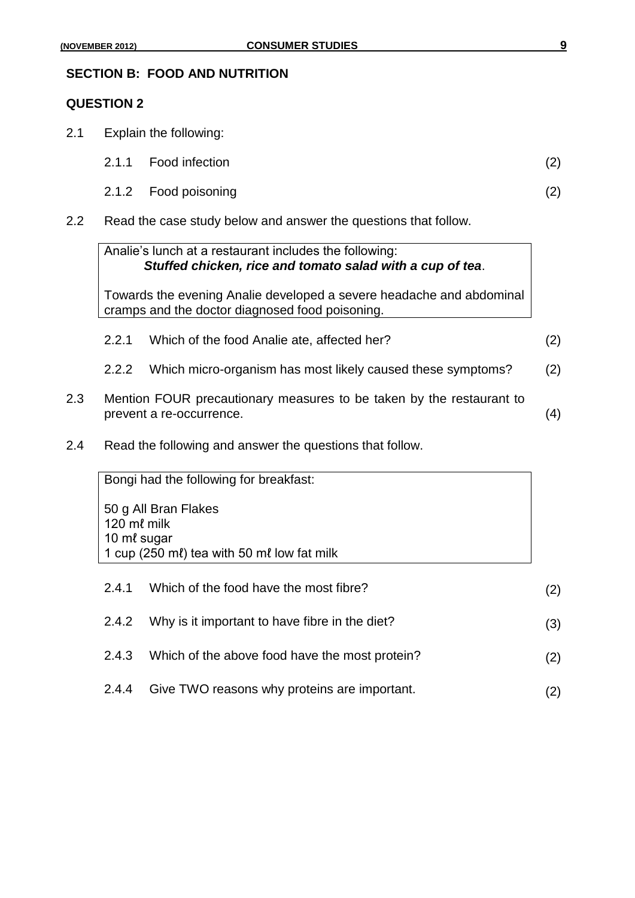## SECTION B: FOOD AND NUTRITION

### QUESTION 2

2.1 Explain the following:

2.1.1 Food infection (2)

2.1.2 Food poisoning (2)

2.2 Read the case study below and answer the questions that follow.

> Analie's lunch at a restaurant includes the following:
> ***Stuffed chicken, rice and tomato salad with a cup of tea***.
>
> Towards the evening Analie developed a severe headache and abdominal cramps and the doctor diagnosed food poisoning.

2.2.1 Which of the food Analie ate, affected her? (2)

2.2.2 Which micro-organism has most likely caused these symptoms? (2)

2.3 Mention FOUR precautionary measures to be taken by the restaurant to prevent a re-occurrence. (4)

2.4 Read the following and answer the questions that follow.

> Bongi had the following for breakfast:
>
> 50 g All Bran Flakes
> 120 mℓ milk
> 10 mℓ sugar
> 1 cup (250 mℓ) tea with 50 mℓ low fat milk

2.4.1 Which of the food have the most fibre? (2)

2.4.2 Why is it important to have fibre in the diet? (3)

2.4.3 Which of the above food have the most protein? (2)

2.4.4 Give TWO reasons why proteins are important. (2)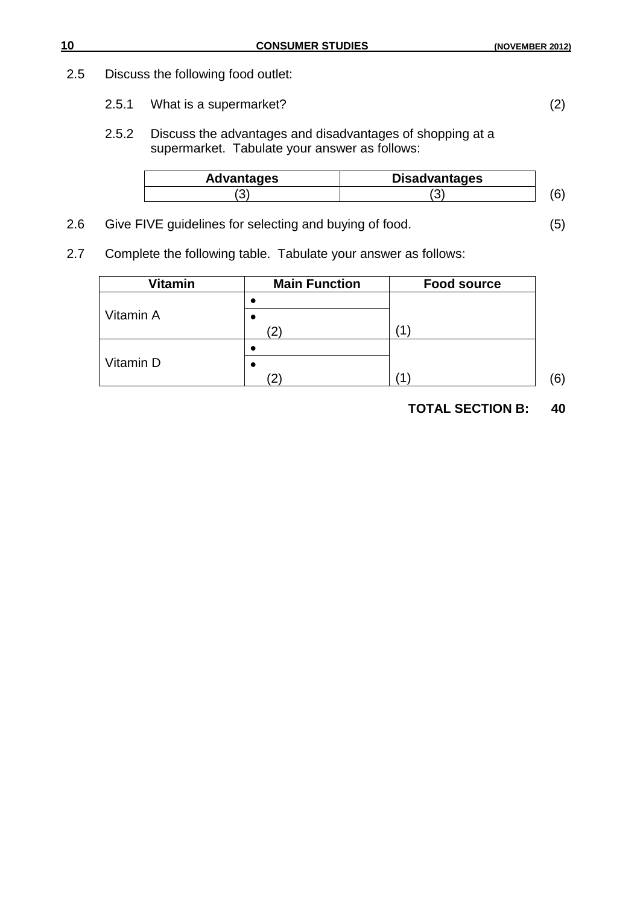2.5 Discuss the following food outlet:

2.5.1 What is a supermarket? (2)

2.5.2 Discuss the advantages and disadvantages of shopping at a supermarket. Tabulate your answer as follows:

| Advantages | Disadvantages |
|---|---|
| (3) | (3) |

(6)

2.6 Give FIVE guidelines for selecting and buying of food. (5)

2.7 Complete the following table. Tabulate your answer as follows:

| Vitamin | Main Function | Food source |
|---|---|---|
| Vitamin A | • | |
| | • (2) | (1) |
| Vitamin D | • | |
| | • (2) | (1) |

(6)

**TOTAL SECTION B: 40**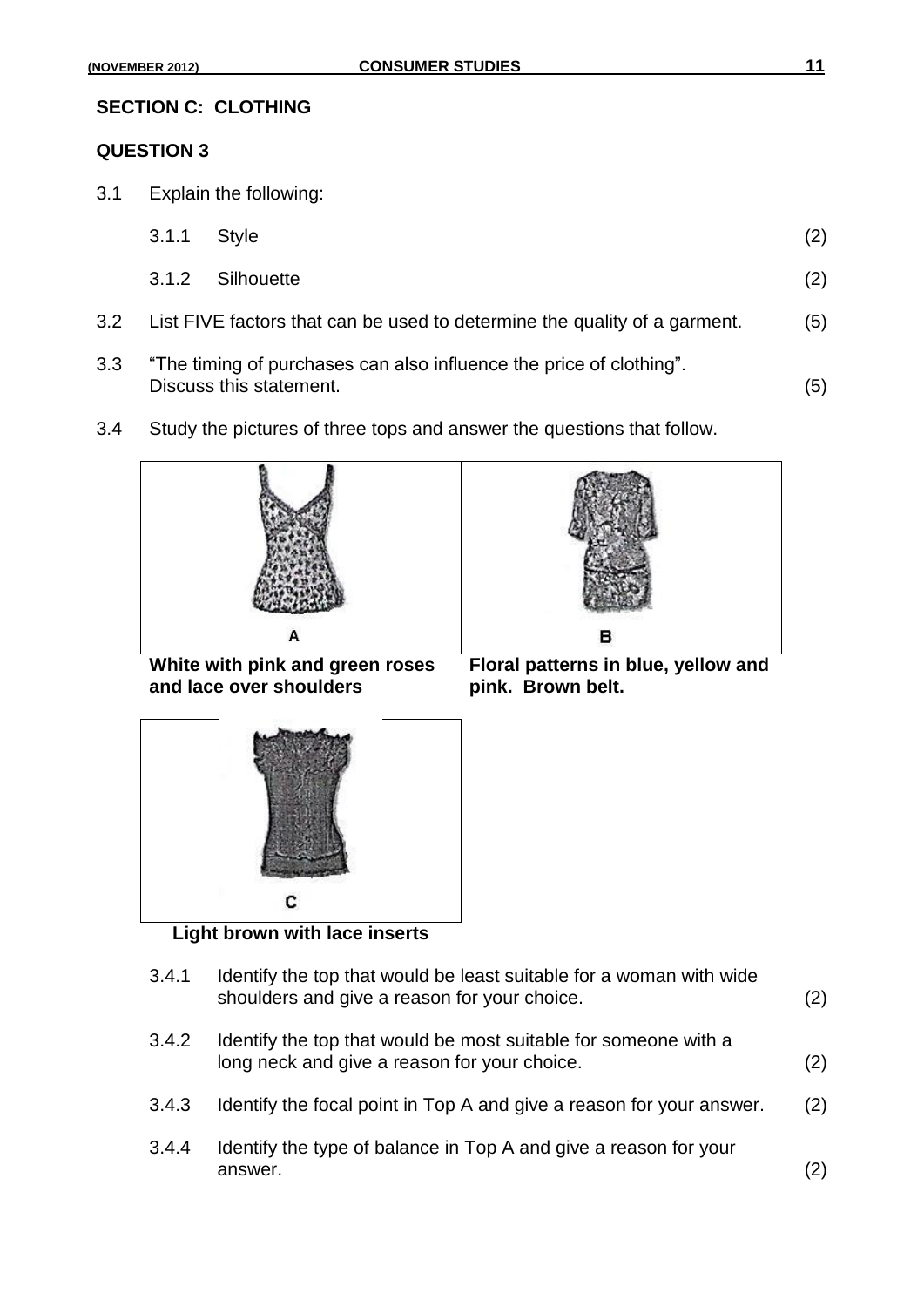## SECTION C: CLOTHING

### QUESTION 3

3.1 Explain the following:

3.1.1 Style (2)

3.1.2 Silhouette (2)

3.2 List FIVE factors that can be used to determine the quality of a garment. (5)

3.3 "The timing of purchases can also influence the price of clothing". Discuss this statement. (5)

3.4 Study the pictures of three tops and answer the questions that follow.

A

**White with pink and green roses and lace over shoulders**

B

**Floral patterns in blue, yellow and pink. Brown belt.**

C

**Light brown with lace inserts**

3.4.1 Identify the top that would be least suitable for a woman with wide shoulders and give a reason for your choice. (2)

3.4.2 Identify the top that would be most suitable for someone with a long neck and give a reason for your choice. (2)

3.4.3 Identify the focal point in Top A and give a reason for your answer. (2)

3.4.4 Identify the type of balance in Top A and give a reason for your answer. (2)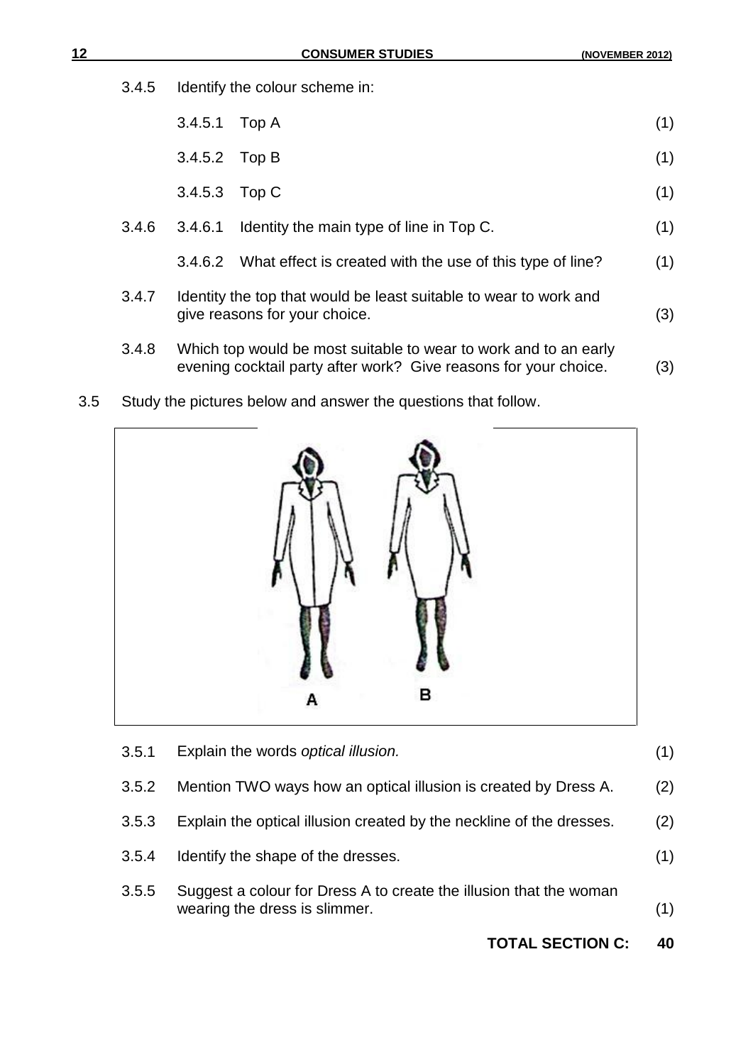3.4.5 Identify the colour scheme in:

3.4.5.1 Top A (1)

3.4.5.2 Top B (1)

3.4.5.3 Top C (1)

3.4.6 3.4.6.1 Identity the main type of line in Top C. (1)

3.4.6.2 What effect is created with the use of this type of line? (1)

3.4.7 Identity the top that would be least suitable to wear to work and give reasons for your choice. (3)

3.4.8 Which top would be most suitable to wear to work and to an early evening cocktail party after work? Give reasons for your choice. (3)

3.5 Study the pictures below and answer the questions that follow.

A B

3.5.1 Explain the words *optical illusion.* (1)

3.5.2 Mention TWO ways how an optical illusion is created by Dress A. (2)

3.5.3 Explain the optical illusion created by the neckline of the dresses. (2)

3.5.4 Identify the shape of the dresses. (1)

3.5.5 Suggest a colour for Dress A to create the illusion that the woman wearing the dress is slimmer. (1)

**TOTAL SECTION C: 40**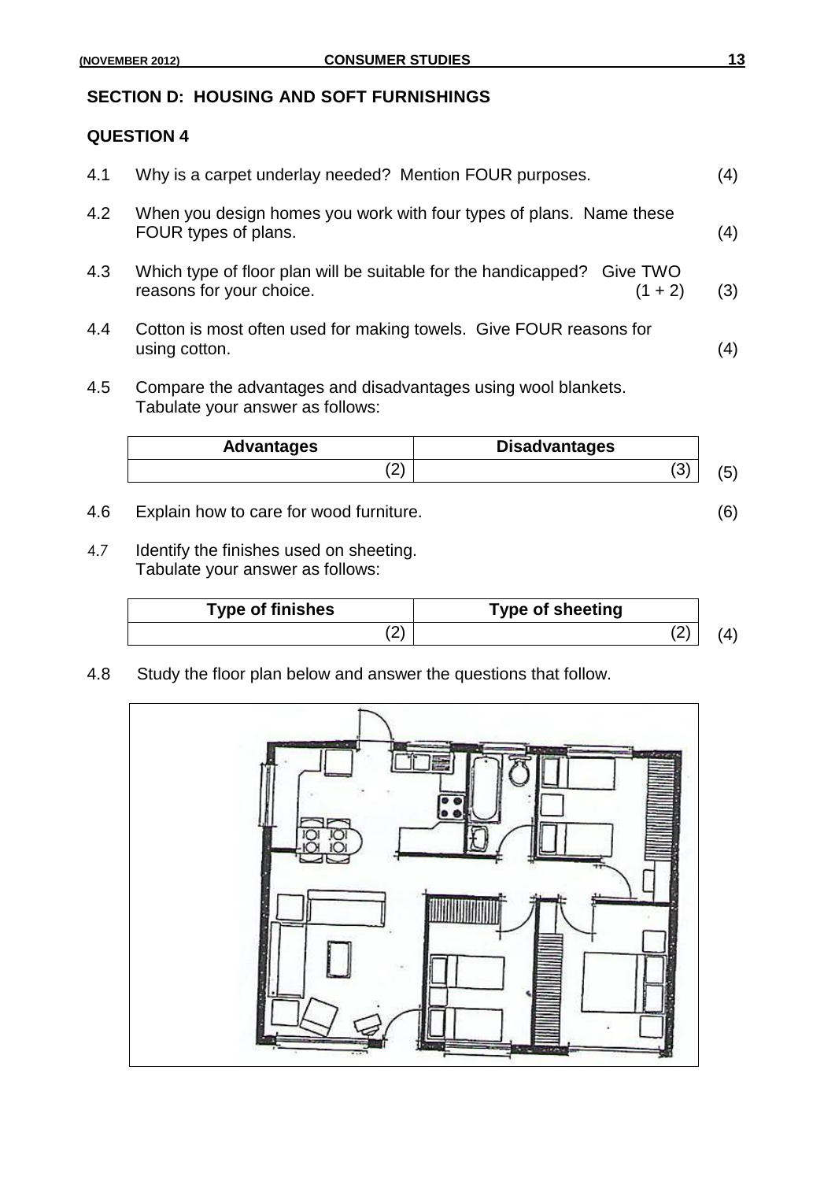## SECTION D: HOUSING AND SOFT FURNISHINGS

### QUESTION 4

4.1 Why is a carpet underlay needed? Mention FOUR purposes. (4)

4.2 When you design homes you work with four types of plans. Name these FOUR types of plans. (4)

4.3 Which type of floor plan will be suitable for the handicapped? Give TWO reasons for your choice. (1 + 2) (3)

4.4 Cotton is most often used for making towels. Give FOUR reasons for using cotton. (4)

4.5 Compare the advantages and disadvantages using wool blankets. Tabulate your answer as follows:

| Advantages | Disadvantages |
|---|---|
| (2) | (3) |

(5)

4.6 Explain how to care for wood furniture. (6)

4.7 Identify the finishes used on sheeting. Tabulate your answer as follows:

| Type of finishes | Type of sheeting |
|---|---|
| (2) | (2) |

(4)

4.8 Study the floor plan below and answer the questions that follow.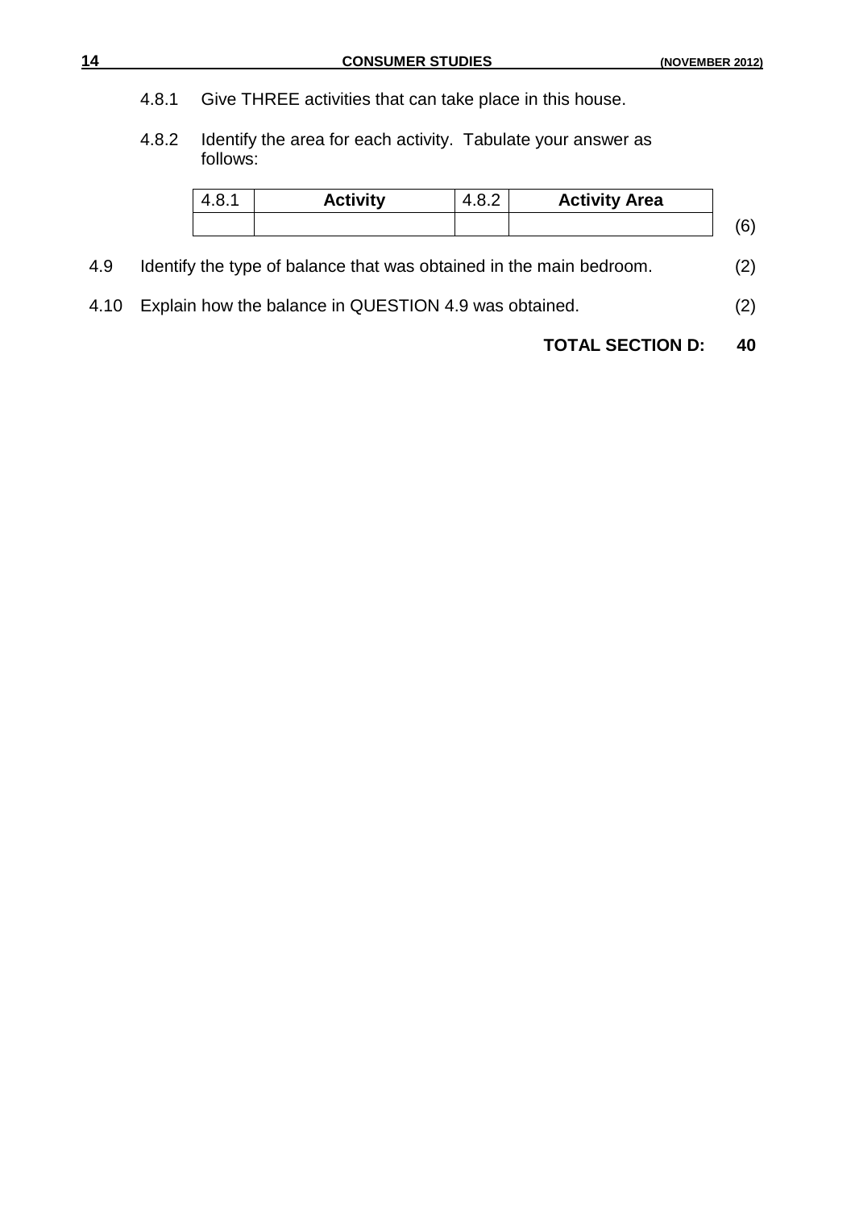4.8.1 Give THREE activities that can take place in this house.

4.8.2 Identify the area for each activity. Tabulate your answer as follows:

| 4.8.1 | **Activity** | 4.8.2 | **Activity Area** |
|---|---|---|---|
| | | | |

(6)

4.9 Identify the type of balance that was obtained in the main bedroom. (2)

4.10 Explain how the balance in QUESTION 4.9 was obtained. (2)

**TOTAL SECTION D: 40**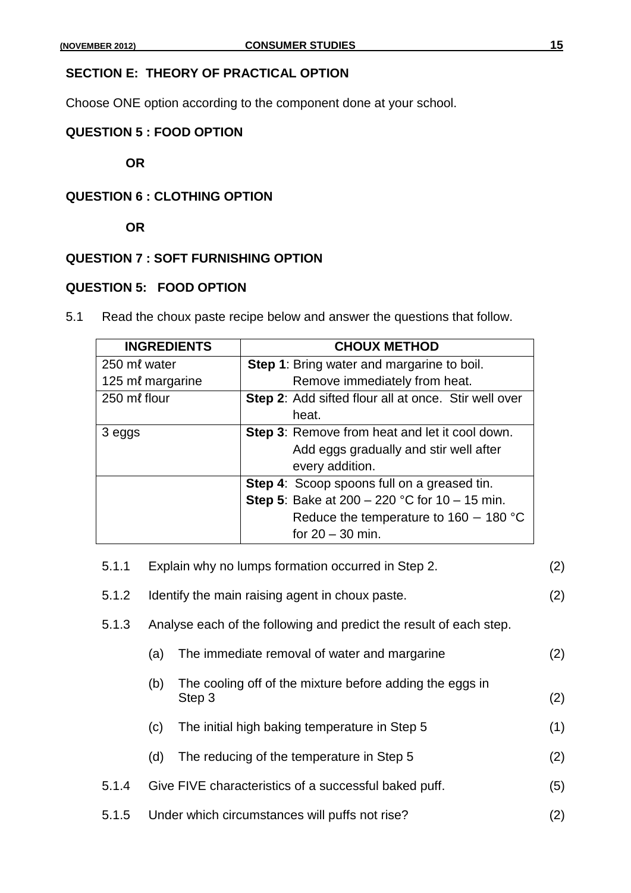## SECTION E: THEORY OF PRACTICAL OPTION

Choose ONE option according to the component done at your school.

**QUESTION 5 : FOOD OPTION**

**OR**

**QUESTION 6 : CLOTHING OPTION**

**OR**

**QUESTION 7 : SOFT FURNISHING OPTION**

## QUESTION 5: FOOD OPTION

5.1 Read the choux paste recipe below and answer the questions that follow.

| INGREDIENTS | CHOUX METHOD |
|---|---|
| 250 mℓ water<br>125 mℓ margarine | **Step 1**: Bring water and margarine to boil. Remove immediately from heat. |
| 250 mℓ flour | **Step 2**: Add sifted flour all at once. Stir well over heat. |
| 3 eggs | **Step 3**: Remove from heat and let it cool down. Add eggs gradually and stir well after every addition. |
| | **Step 4**: Scoop spoons full on a greased tin.<br>**Step 5**: Bake at 200 – 220 °C for 10 – 15 min. Reduce the temperature to 160 – 180 °C for 20 – 30 min. |

5.1.1 Explain why no lumps formation occurred in Step 2. (2)

5.1.2 Identify the main raising agent in choux paste. (2)

5.1.3 Analyse each of the following and predict the result of each step.

(a) The immediate removal of water and margarine (2)

(b) The cooling off of the mixture before adding the eggs in Step 3 (2)

(c) The initial high baking temperature in Step 5 (1)

(d) The reducing of the temperature in Step 5 (2)

5.1.4 Give FIVE characteristics of a successful baked puff. (5)

5.1.5 Under which circumstances will puffs not rise? (2)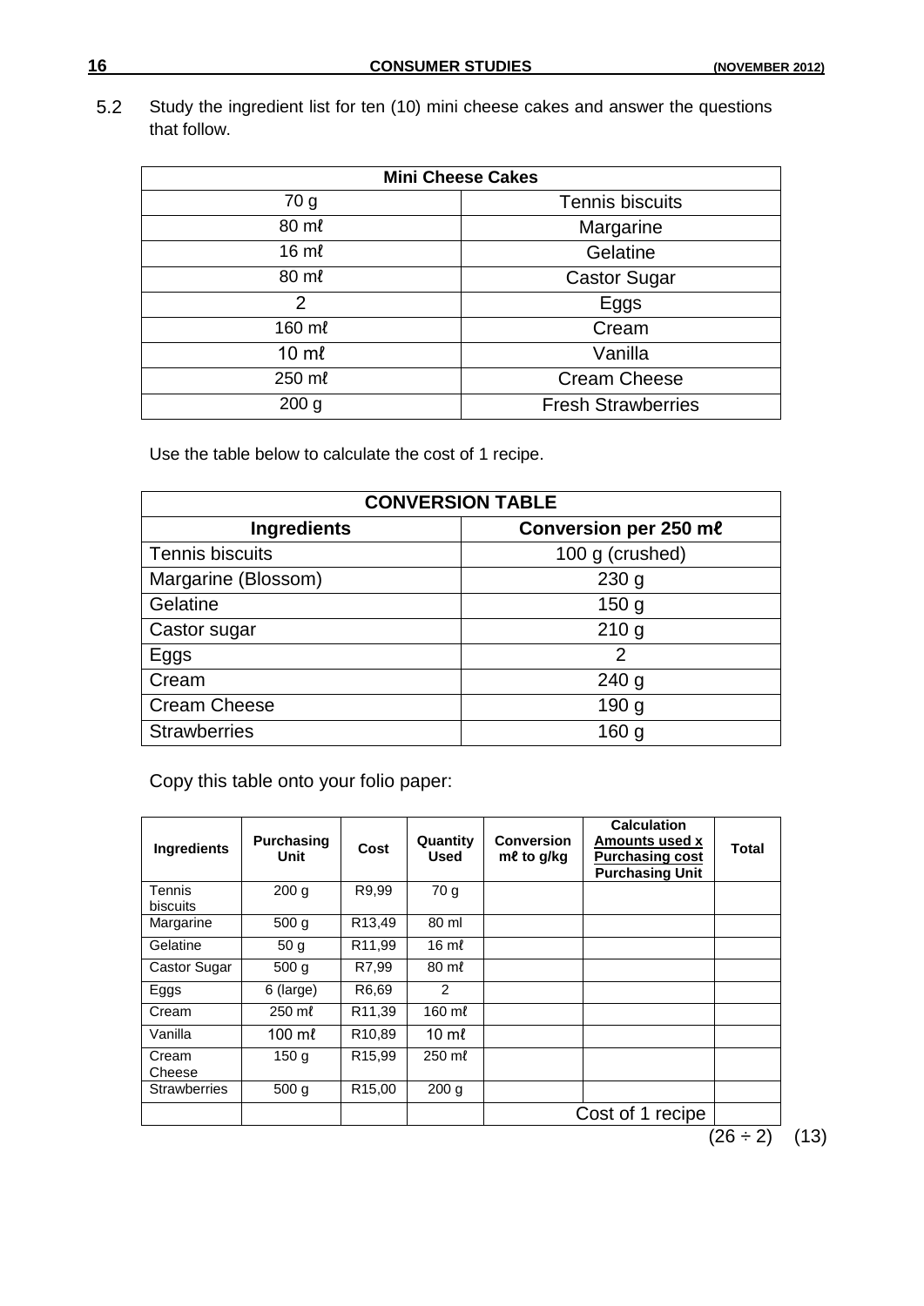5.2 Study the ingredient list for ten (10) mini cheese cakes and answer the questions that follow.

| Mini Cheese Cakes | |
|---|---|
| 70 g | Tennis biscuits |
| 80 mℓ | Margarine |
| 16 mℓ | Gelatine |
| 80 mℓ | Castor Sugar |
| 2 | Eggs |
| 160 mℓ | Cream |
| 10 mℓ | Vanilla |
| 250 mℓ | Cream Cheese |
| 200 g | Fresh Strawberries |

Use the table below to calculate the cost of 1 recipe.

| CONVERSION TABLE | |
|---|---|
| **Ingredients** | **Conversion per 250 mℓ** |
| Tennis biscuits | 100 g (crushed) |
| Margarine (Blossom) | 230 g |
| Gelatine | 150 g |
| Castor sugar | 210 g |
| Eggs | 2 |
| Cream | 240 g |
| Cream Cheese | 190 g |
| Strawberries | 160 g |

Copy this table onto your folio paper:

| Ingredients | Purchasing Unit | Cost | Quantity Used | Conversion mℓ to g/kg | Calculation Amounts used x Purchasing cost / Purchasing Unit | Total |
|---|---|---|---|---|---|---|
| Tennis biscuits | 200 g | R9,99 | 70 g | | | |
| Margarine | 500 g | R13,49 | 80 ml | | | |
| Gelatine | 50 g | R11,99 | 16 mℓ | | | |
| Castor Sugar | 500 g | R7,99 | 80 mℓ | | | |
| Eggs | 6 (large) | R6,69 | 2 | | | |
| Cream | 250 mℓ | R11,39 | 160 mℓ | | | |
| Vanilla | 100 mℓ | R10,89 | 10 mℓ | | | |
| Cream Cheese | 150 g | R15,99 | 250 mℓ | | | |
| Strawberries | 500 g | R15,00 | 200 g | | | |
| | | | | | Cost of 1 recipe | |

(26 ÷ 2) (13)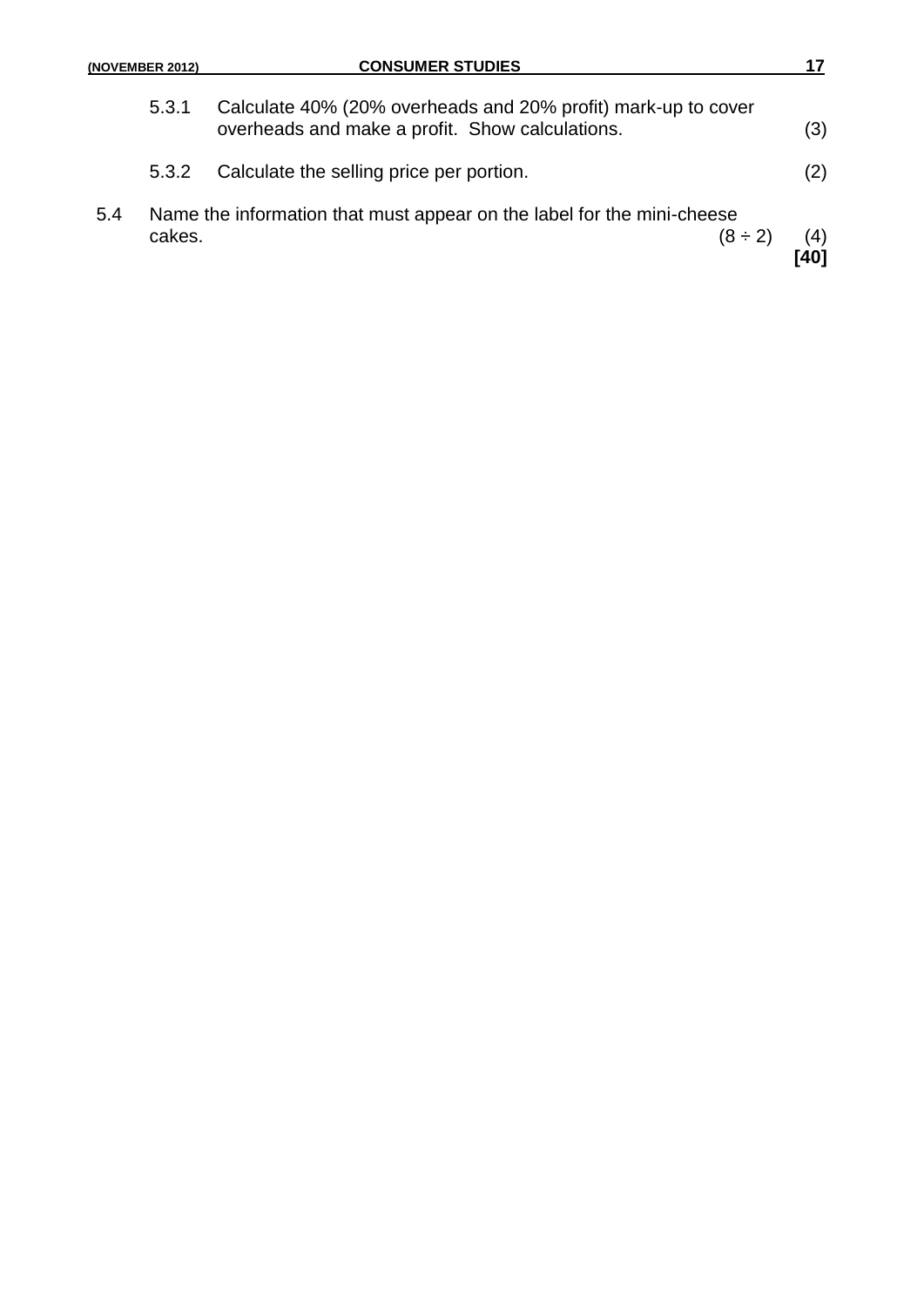5.3.1 Calculate 40% (20% overheads and 20% profit) mark-up to cover overheads and make a profit. Show calculations. (3)

5.3.2 Calculate the selling price per portion. (2)

5.4 Name the information that must appear on the label for the mini-cheese cakes. (8 ÷ 2) (4)

**[40]**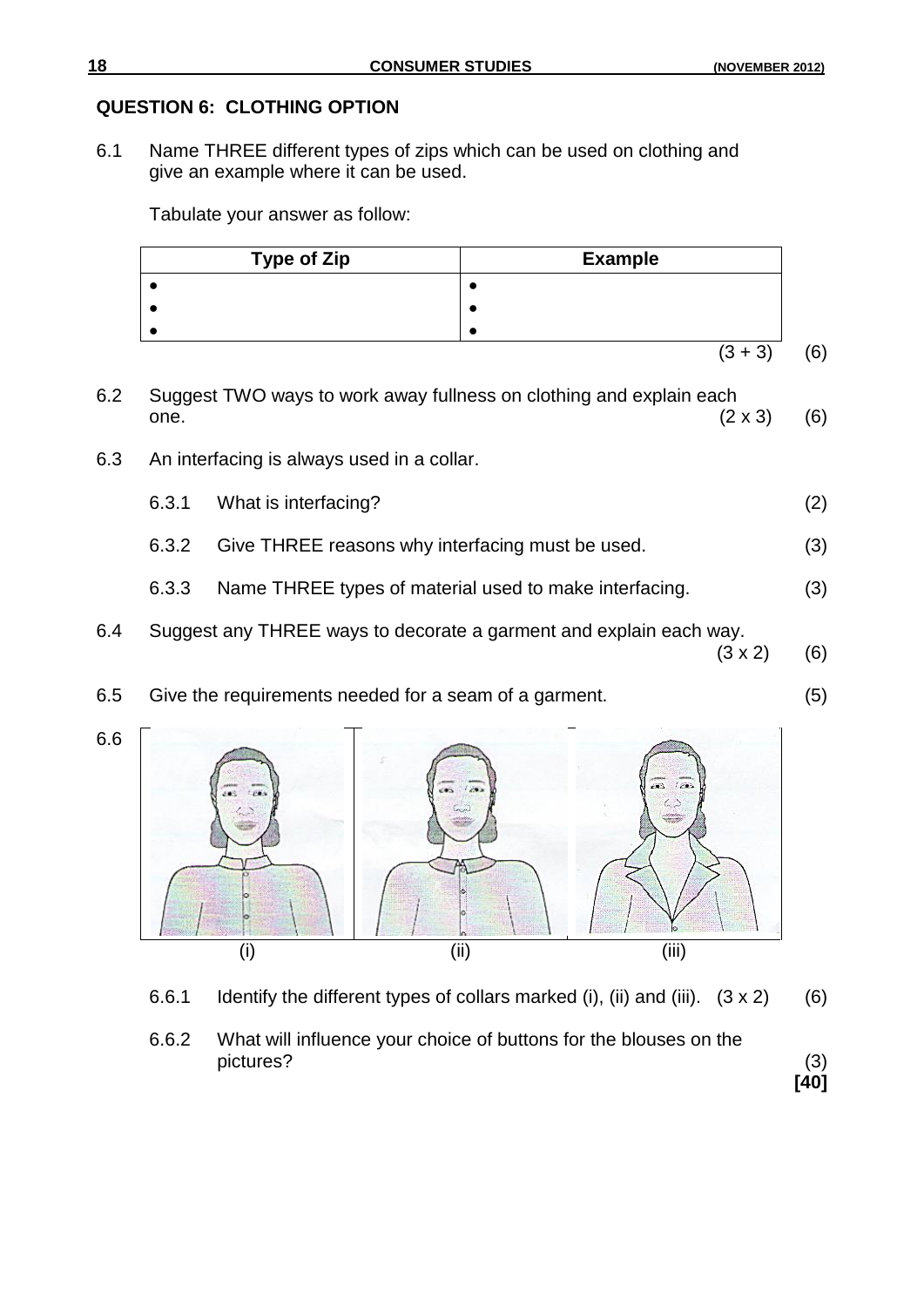## QUESTION 6: CLOTHING OPTION

6.1 Name THREE different types of zips which can be used on clothing and give an example where it can be used.

Tabulate your answer as follow:

| Type of Zip | Example |
|---|---|
| • | • |
| • | • |
| • | • |

(3 + 3) (6)

6.2 Suggest TWO ways to work away fullness on clothing and explain each one. (2 x 3) (6)

6.3 An interfacing is always used in a collar.

6.3.1 What is interfacing? (2)

6.3.2 Give THREE reasons why interfacing must be used. (3)

6.3.3 Name THREE types of material used to make interfacing. (3)

6.4 Suggest any THREE ways to decorate a garment and explain each way. (3 x 2) (6)

6.5 Give the requirements needed for a seam of a garment. (5)

6.6

(i) (ii) (iii)

6.6.1 Identify the different types of collars marked (i), (ii) and (iii). (3 x 2) (6)

6.6.2 What will influence your choice of buttons for the blouses on the pictures? (3)

**[40]**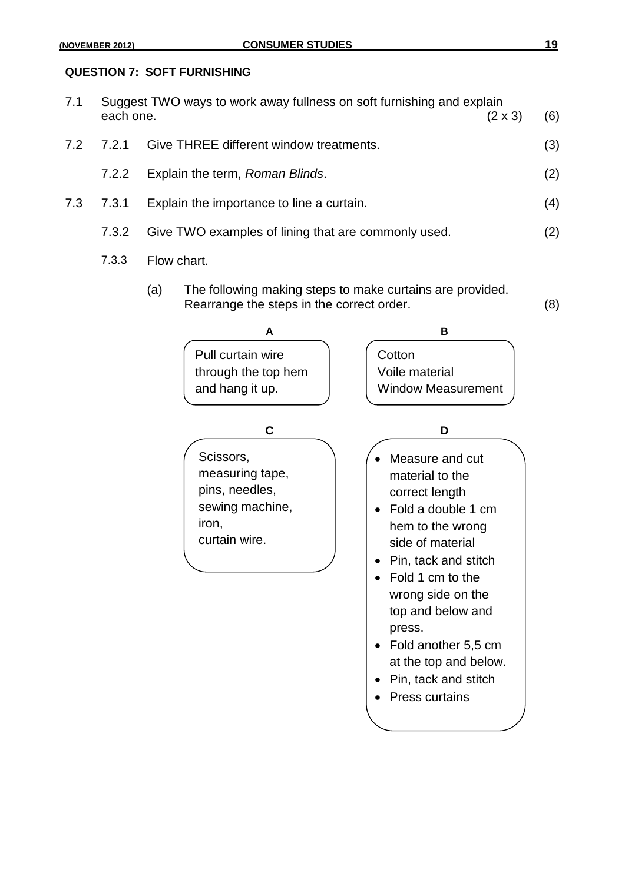**QUESTION 7: SOFT FURNISHING**

7.1 Suggest TWO ways to work away fullness on soft furnishing and explain each one. (2 x 3) (6)

7.2 7.2.1 Give THREE different window treatments. (3)

7.2.2 Explain the term, *Roman Blinds*. (2)

7.3 7.3.1 Explain the importance to line a curtain. (4)

7.3.2 Give TWO examples of lining that are commonly used. (2)

7.3.3 Flow chart.

(a) The following making steps to make curtains are provided. Rearrange the steps in the correct order. (8)

**A**

Pull curtain wire through the top hem and hang it up.

**B**

Cotton
Voile material
Window Measurement

**C**

Scissors,
measuring tape,
pins, needles,
sewing machine,
iron,
curtain wire.

**D**

- Measure and cut material to the correct length
- Fold a double 1 cm hem to the wrong side of material
- Pin, tack and stitch
- Fold 1 cm to the wrong side on the top and below and press.
- Fold another 5,5 cm at the top and below.
- Pin, tack and stitch
- Press curtains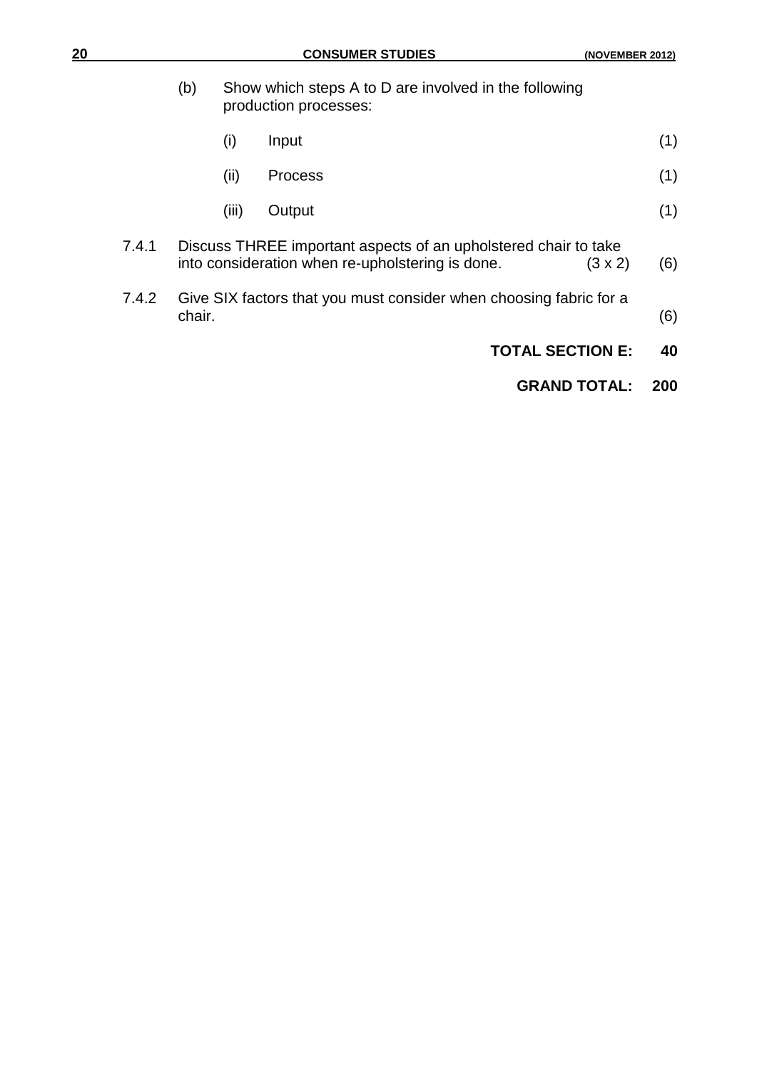(b) Show which steps A to D are involved in the following production processes:

(i) Input (1)

(ii) Process (1)

(iii) Output (1)

7.4.1 Discuss THREE important aspects of an upholstered chair to take into consideration when re-upholstering is done. (3 x 2) (6)

7.4.2 Give SIX factors that you must consider when choosing fabric for a chair. (6)

**TOTAL SECTION E: 40**

**GRAND TOTAL: 200**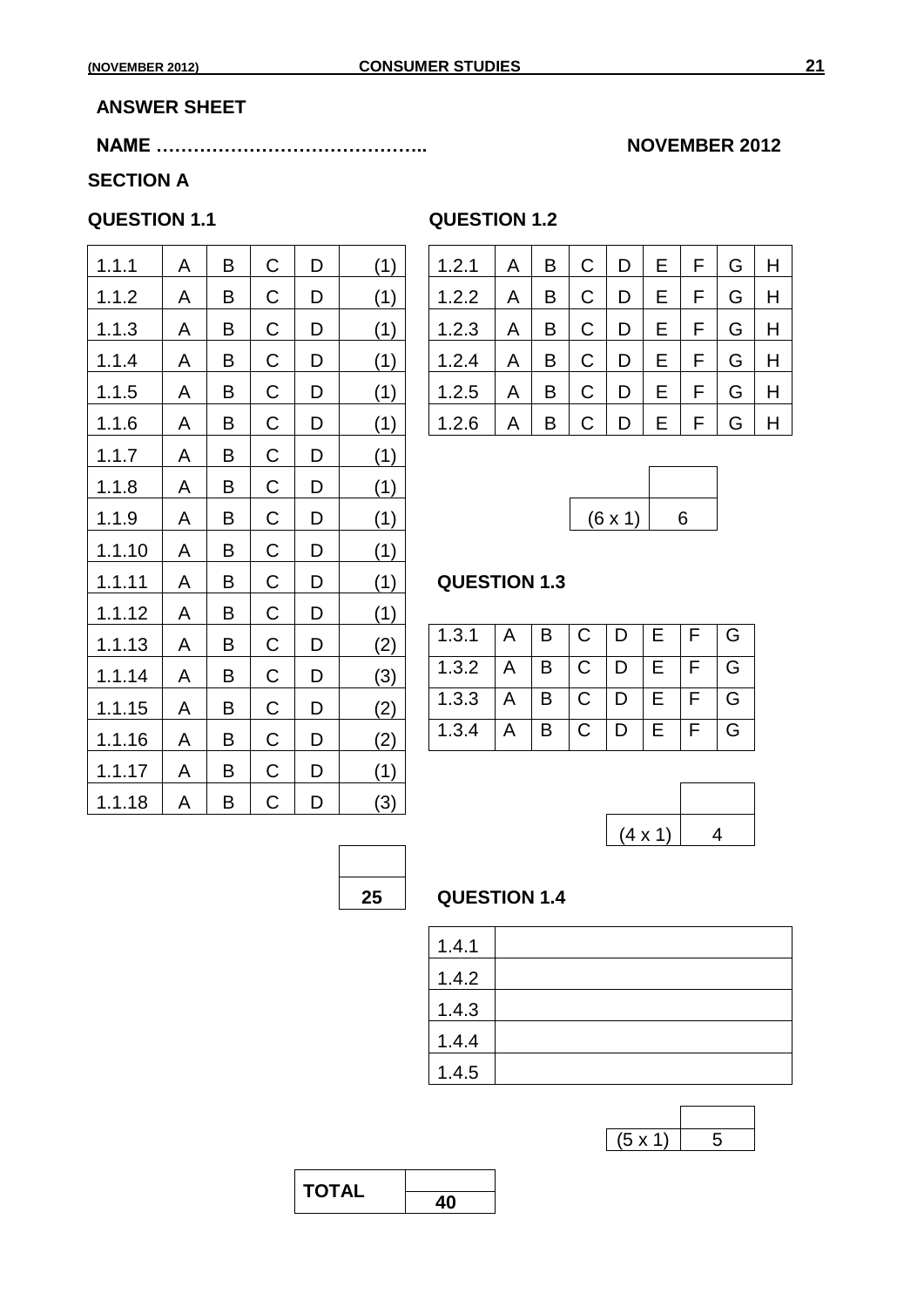**ANSWER SHEET**

**NAME ……………………………………..** **NOVEMBER 2012**

## SECTION A

### QUESTION 1.1

| | | | | | |
|---|---|---|---|---|---|
| 1.1.1 | A | B | C | D | (1) |
| 1.1.2 | A | B | C | D | (1) |
| 1.1.3 | A | B | C | D | (1) |
| 1.1.4 | A | B | C | D | (1) |
| 1.1.5 | A | B | C | D | (1) |
| 1.1.6 | A | B | C | D | (1) |
| 1.1.7 | A | B | C | D | (1) |
| 1.1.8 | A | B | C | D | (1) |
| 1.1.9 | A | B | C | D | (1) |
| 1.1.10 | A | B | C | D | (1) |
| 1.1.11 | A | B | C | D | (1) |
| 1.1.12 | A | B | C | D | (1) |
| 1.1.13 | A | B | C | D | (2) |
| 1.1.14 | A | B | C | D | (3) |
| 1.1.15 | A | B | C | D | (2) |
| 1.1.16 | A | B | C | D | (2) |
| 1.1.17 | A | B | C | D | (1) |
| 1.1.18 | A | B | C | D | (3) |

| |
|---|
| |
| **25** |

### QUESTION 1.2

| | | | | | | | | |
|---|---|---|---|---|---|---|---|---|
| 1.2.1 | A | B | C | D | E | F | G | H |
| 1.2.2 | A | B | C | D | E | F | G | H |
| 1.2.3 | A | B | C | D | E | F | G | H |
| 1.2.4 | A | B | C | D | E | F | G | H |
| 1.2.5 | A | B | C | D | E | F | G | H |
| 1.2.6 | A | B | C | D | E | F | G | H |

| | |
|---|---|
| | |
| (6 x 1) | 6 |

### QUESTION 1.3

| | | | | | | | |
|---|---|---|---|---|---|---|---|
| 1.3.1 | A | B | C | D | E | F | G |
| 1.3.2 | A | B | C | D | E | F | G |
| 1.3.3 | A | B | C | D | E | F | G |
| 1.3.4 | A | B | C | D | E | F | G |

| | |
|---|---|
| | |
| (4 x 1) | 4 |

### QUESTION 1.4

| | |
|---|---|
| 1.4.1 | |
| 1.4.2 | |
| 1.4.3 | |
| 1.4.4 | |
| 1.4.5 | |

| | |
|---|---|
| | |
| (5 x 1) | 5 |

| | |
|---|---|
| **TOTAL** | |
| | **40** |